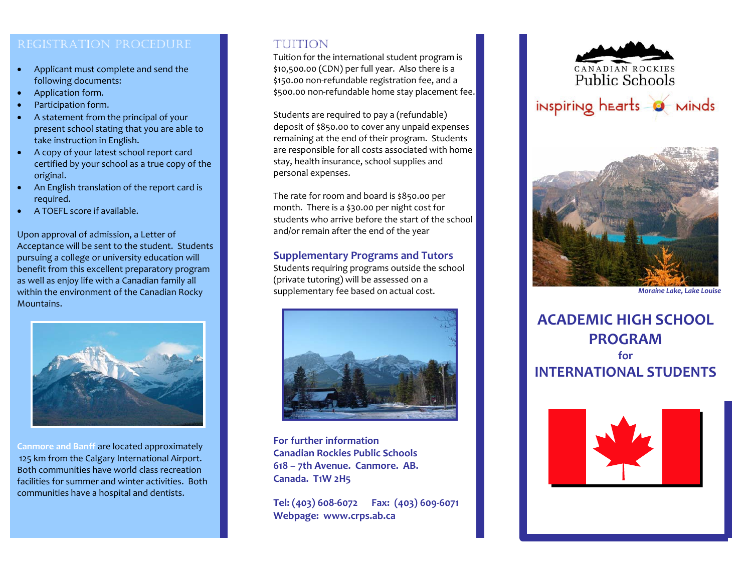## REGISTRATION PROCEDURE

- Applicant must complete and send the following documents:
- Application form.
- Participation form.
- A statement from the principal of your present school stating that you are able to take instruction in English.
- A copy of your latest school report card certified by your school as a true copy of the original.
- An English translation of the report card is required.
- A TOEFL score if available.

Upon approval of admission, a Letter of Acceptance will be sent to the student. Students pursuing a college or university education will benefit from this excellent preparatory program as well as enjoy life with a Canadian family all within the environment of the Canadian Rocky Mountains.

Canmore and Banff are located approximately 125 km from the Calgary International Airport. Both communities have world class recreation facilities for summer and winter activities. Both communities have a hospital and dentists.

## TUITION

Tuition for the international student program is $10,500.00 (CDN) per full year. Also there is a $150.00 non-refundable registration fee, and a $500.00 non-refundable home stay placement fee.

Students are required to pay a (refundable) deposit of $850.00 to cover any unpaid expenses remaining at the end of their program. Students are responsible for all costs associated with home stay, health insurance, school supplies and personal expenses.

The rate for room and board is $850.00 per month. There is a $30.00 per night cost for students who arrive before the start of the school and/or remain after the end of the year

### Supplementary Programs and Tutors

Students requiring programs outside the school (private tutoring) will be assessed on a supplementary fee based on actual cost.

**For further information**
**Canadian Rockies Public Schools**
**618 – 7th Avenue. Canmore. AB.**
**Canada. T1W 2H5**

**Tel: (403) 608-6072 Fax: (403) 609-6071**
**Webpage: www.crps.ab.ca**

CANADIAN ROCKIES
Public Schools

inspiring hearts minds

*Moraine Lake, Lake Louise*

# ACADEMIC HIGH SCHOOL PROGRAM for INTERNATIONAL STUDENTS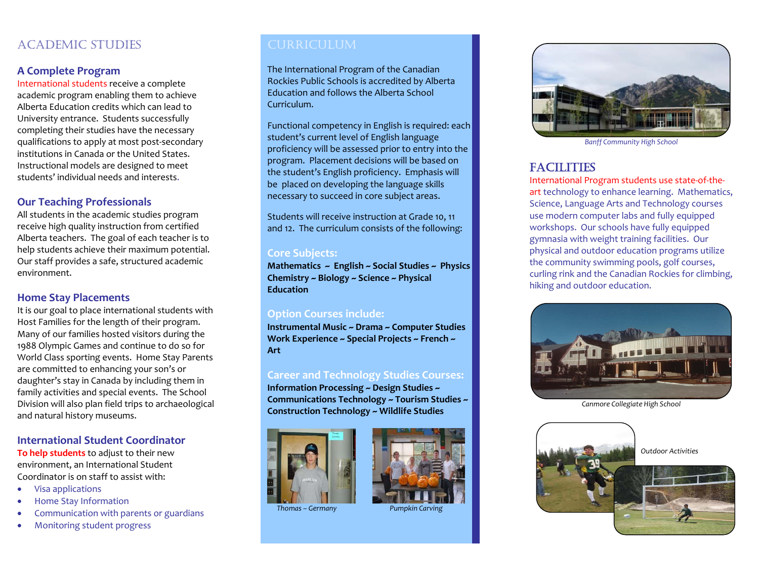## ACADEMIC STUDIES

### A Complete Program

International students receive a complete academic program enabling them to achieve Alberta Education credits which can lead to University entrance. Students successfully completing their studies have the necessary qualifications to apply at most post-secondary institutions in Canada or the United States. Instructional models are designed to meet students' individual needs and interests.

### Our Teaching Professionals

All students in the academic studies program receive high quality instruction from certified Alberta teachers. The goal of each teacher is to help students achieve their maximum potential. Our staff provides a safe, structured academic environment.

### Home Stay Placements

It is our goal to place international students with Host Families for the length of their program. Many of our families hosted visitors during the 1988 Olympic Games and continue to do so for World Class sporting events. Home Stay Parents are committed to enhancing your son's or daughter's stay in Canada by including them in family activities and special events. The School Division will also plan field trips to archaeological and natural history museums.

### International Student Coordinator

**To help students** to adjust to their new environment, an International Student Coordinator is on staff to assist with:

- Visa applications
- Home Stay Information
- Communication with parents or guardians
- Monitoring student progress

## CURRICULUM

The International Program of the Canadian Rockies Public Schools is accredited by Alberta Education and follows the Alberta School Curriculum.

Functional competency in English is required: each student's current level of English language proficiency will be assessed prior to entry into the program. Placement decisions will be based on the student's English proficiency. Emphasis will be placed on developing the language skills necessary to succeed in core subject areas.

Students will receive instruction at Grade 10, 11 and 12. The curriculum consists of the following:

### Core Subjects:

**Mathematics ~ English ~ Social Studies ~ Physics Chemistry ~ Biology ~ Science ~ Physical Education**

### Option Courses include:

**Instrumental Music ~ Drama ~ Computer Studies Work Experience ~ Special Projects ~ French ~ Art**

### Career and Technology Studies Courses:

**Information Processing ~ Design Studies ~ Communications Technology ~ Tourism Studies ~ Construction Technology ~ Wildlife Studies**

*Thomas – Germany*

*Pumpkin Carving*

*Banff Community High School*

## FACILITIES

International Program students use state-of-the-art technology to enhance learning. Mathematics, Science, Language Arts and Technology courses use modern computer labs and fully equipped workshops. Our schools have fully equipped gymnasia with weight training facilities. Our physical and outdoor education programs utilize the community swimming pools, golf courses, curling rink and the Canadian Rockies for climbing, hiking and outdoor education.

*Canmore Collegiate High School*

*Outdoor Activities*